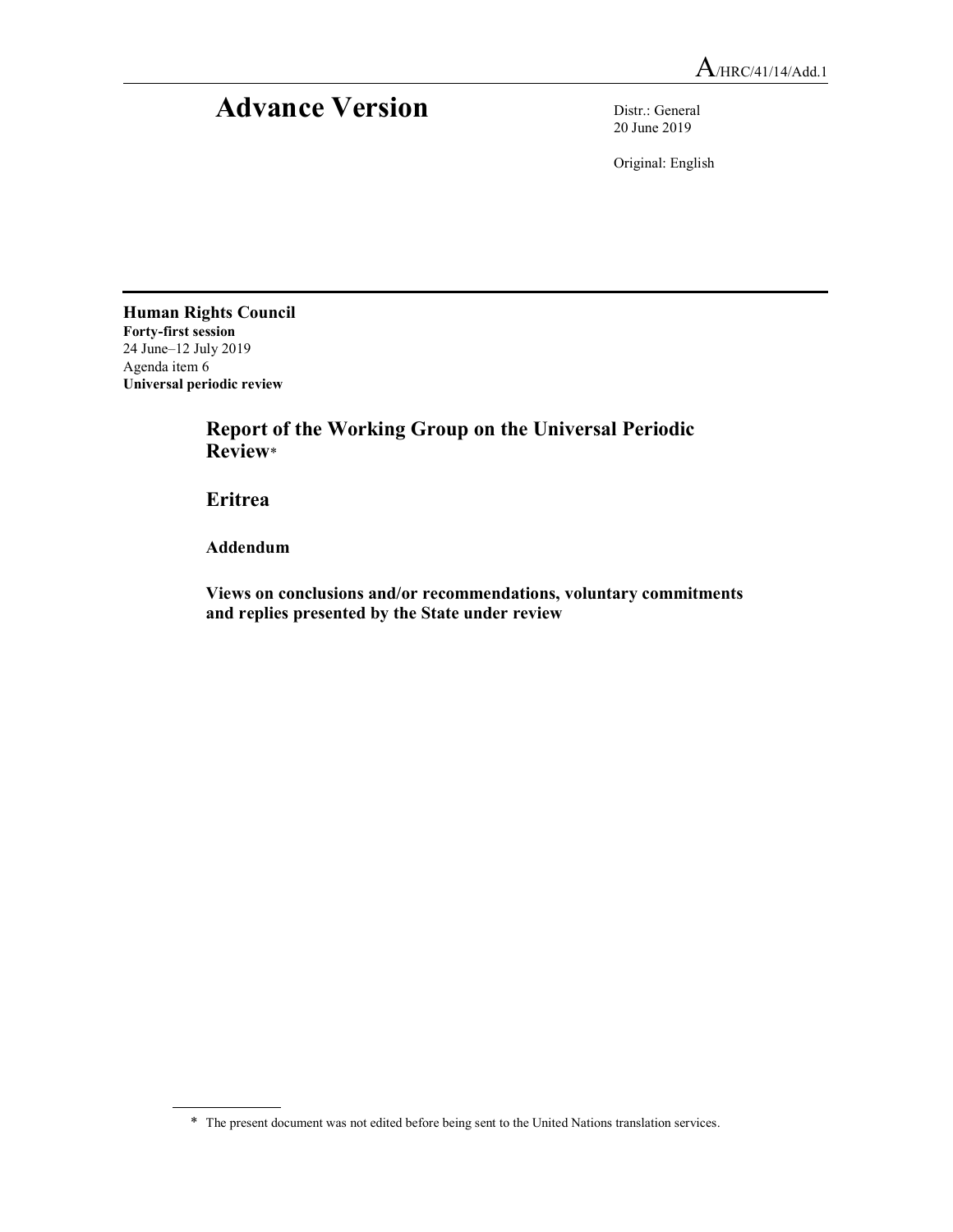A/HRC/41/14/Add.1

# Advance Version

Distr.: General
20 June 2019

Original: English

**Human Rights Council**
**Forty-first session**
24 June–12 July 2019
Agenda item 6
**Universal periodic review**

## Report of the Working Group on the Universal Periodic Review*

## Eritrea

### Addendum

### Views on conclusions and/or recommendations, voluntary commitments and replies presented by the State under review

* The present document was not edited before being sent to the United Nations translation services.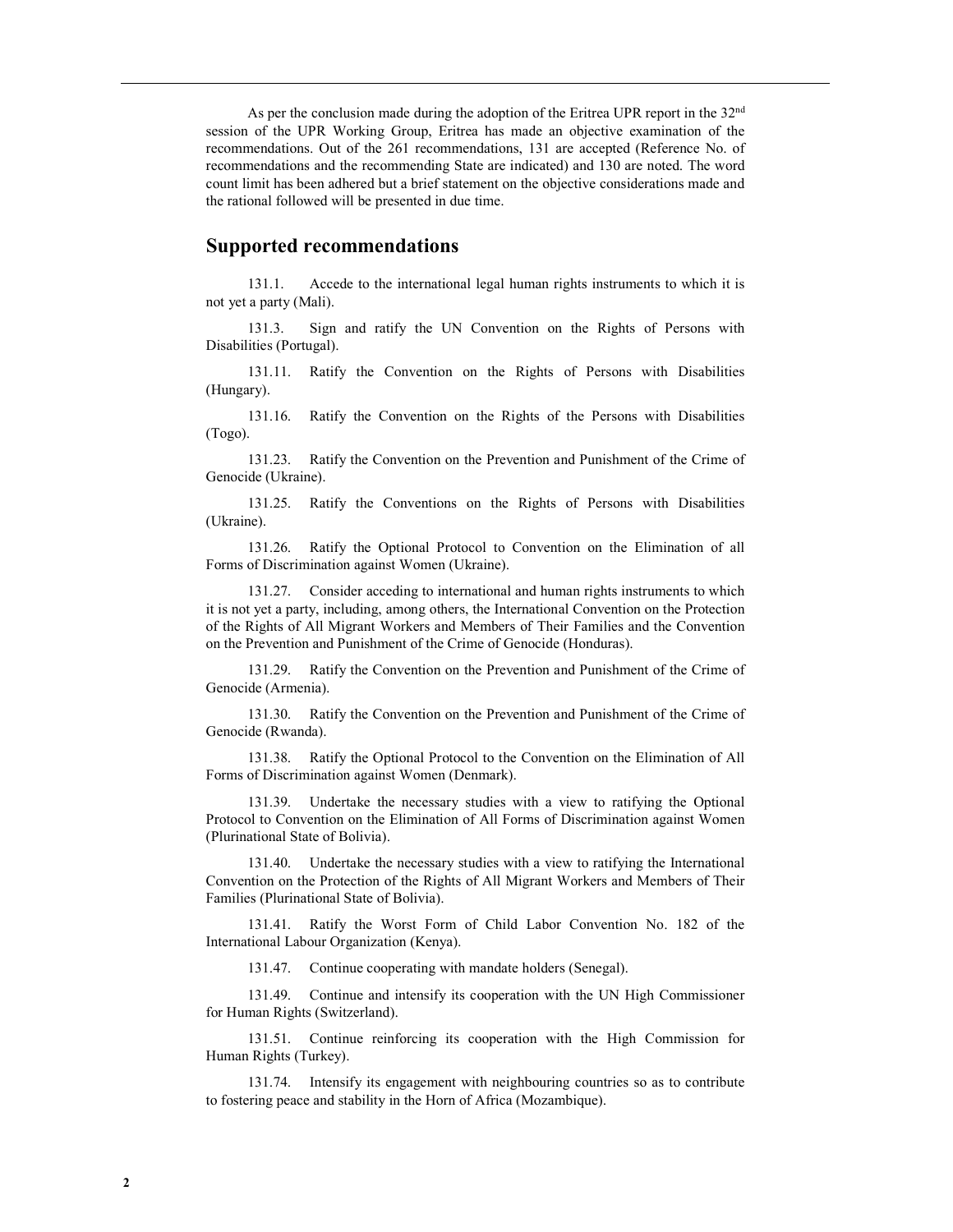As per the conclusion made during the adoption of the Eritrea UPR report in the 32nd session of the UPR Working Group, Eritrea has made an objective examination of the recommendations. Out of the 261 recommendations, 131 are accepted (Reference No. of recommendations and the recommending State are indicated) and 130 are noted. The word count limit has been adhered but a brief statement on the objective considerations made and the rational followed will be presented in due time.

## Supported recommendations

131.1. Accede to the international legal human rights instruments to which it is not yet a party (Mali).

131.3. Sign and ratify the UN Convention on the Rights of Persons with Disabilities (Portugal).

131.11. Ratify the Convention on the Rights of Persons with Disabilities (Hungary).

131.16. Ratify the Convention on the Rights of the Persons with Disabilities (Togo).

131.23. Ratify the Convention on the Prevention and Punishment of the Crime of Genocide (Ukraine).

131.25. Ratify the Conventions on the Rights of Persons with Disabilities (Ukraine).

131.26. Ratify the Optional Protocol to Convention on the Elimination of all Forms of Discrimination against Women (Ukraine).

131.27. Consider acceding to international and human rights instruments to which it is not yet a party, including, among others, the International Convention on the Protection of the Rights of All Migrant Workers and Members of Their Families and the Convention on the Prevention and Punishment of the Crime of Genocide (Honduras).

131.29. Ratify the Convention on the Prevention and Punishment of the Crime of Genocide (Armenia).

131.30. Ratify the Convention on the Prevention and Punishment of the Crime of Genocide (Rwanda).

131.38. Ratify the Optional Protocol to the Convention on the Elimination of All Forms of Discrimination against Women (Denmark).

131.39. Undertake the necessary studies with a view to ratifying the Optional Protocol to Convention on the Elimination of All Forms of Discrimination against Women (Plurinational State of Bolivia).

131.40. Undertake the necessary studies with a view to ratifying the International Convention on the Protection of the Rights of All Migrant Workers and Members of Their Families (Plurinational State of Bolivia).

131.41. Ratify the Worst Form of Child Labor Convention No. 182 of the International Labour Organization (Kenya).

131.47. Continue cooperating with mandate holders (Senegal).

131.49. Continue and intensify its cooperation with the UN High Commissioner for Human Rights (Switzerland).

131.51. Continue reinforcing its cooperation with the High Commission for Human Rights (Turkey).

131.74. Intensify its engagement with neighbouring countries so as to contribute to fostering peace and stability in the Horn of Africa (Mozambique).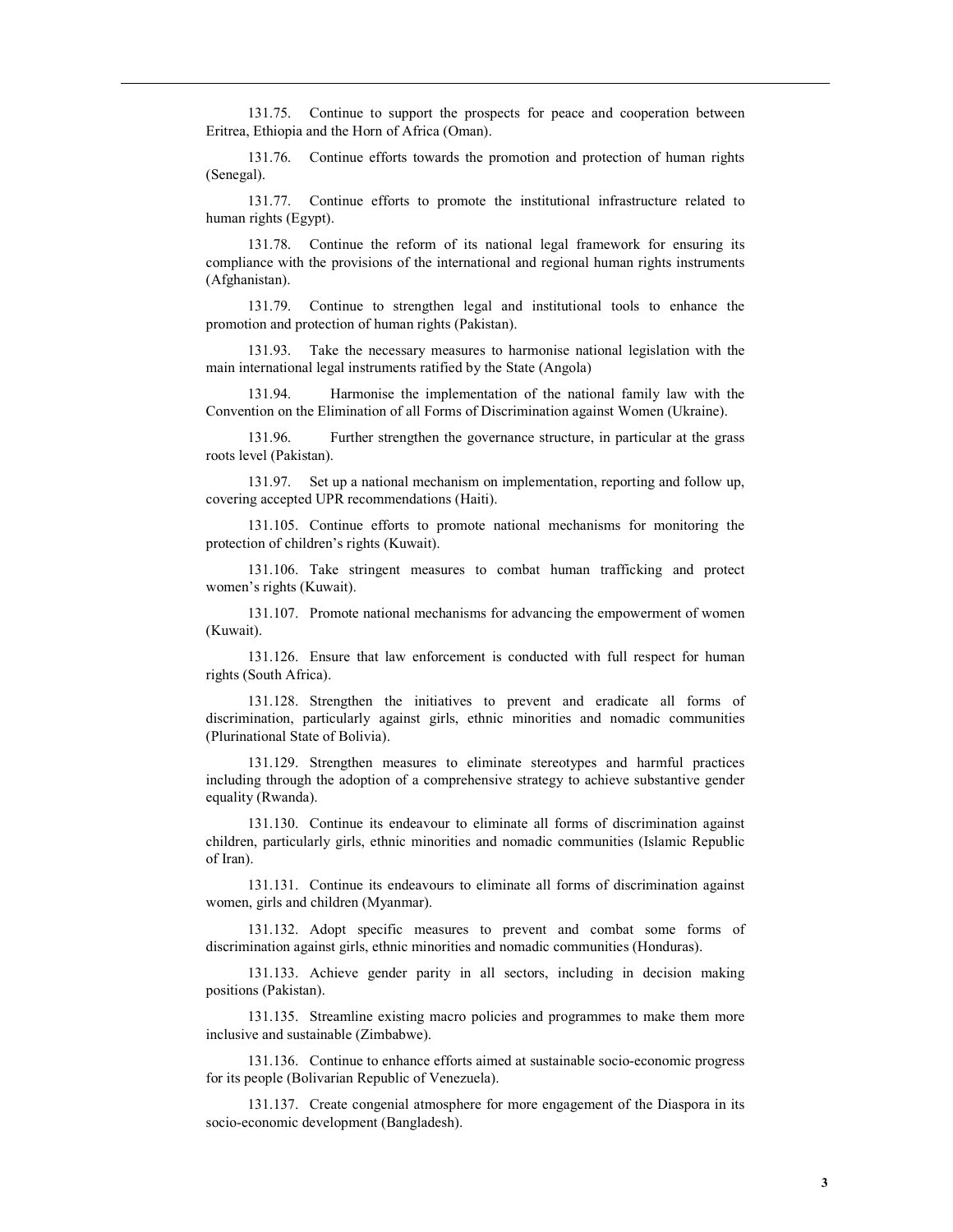131.75. Continue to support the prospects for peace and cooperation between Eritrea, Ethiopia and the Horn of Africa (Oman).

131.76. Continue efforts towards the promotion and protection of human rights (Senegal).

131.77. Continue efforts to promote the institutional infrastructure related to human rights (Egypt).

131.78. Continue the reform of its national legal framework for ensuring its compliance with the provisions of the international and regional human rights instruments (Afghanistan).

131.79. Continue to strengthen legal and institutional tools to enhance the promotion and protection of human rights (Pakistan).

131.93. Take the necessary measures to harmonise national legislation with the main international legal instruments ratified by the State (Angola)

131.94. Harmonise the implementation of the national family law with the Convention on the Elimination of all Forms of Discrimination against Women (Ukraine).

131.96. Further strengthen the governance structure, in particular at the grass roots level (Pakistan).

131.97. Set up a national mechanism on implementation, reporting and follow up, covering accepted UPR recommendations (Haiti).

131.105. Continue efforts to promote national mechanisms for monitoring the protection of children's rights (Kuwait).

131.106. Take stringent measures to combat human trafficking and protect women's rights (Kuwait).

131.107. Promote national mechanisms for advancing the empowerment of women (Kuwait).

131.126. Ensure that law enforcement is conducted with full respect for human rights (South Africa).

131.128. Strengthen the initiatives to prevent and eradicate all forms of discrimination, particularly against girls, ethnic minorities and nomadic communities (Plurinational State of Bolivia).

131.129. Strengthen measures to eliminate stereotypes and harmful practices including through the adoption of a comprehensive strategy to achieve substantive gender equality (Rwanda).

131.130. Continue its endeavour to eliminate all forms of discrimination against children, particularly girls, ethnic minorities and nomadic communities (Islamic Republic of Iran).

131.131. Continue its endeavours to eliminate all forms of discrimination against women, girls and children (Myanmar).

131.132. Adopt specific measures to prevent and combat some forms of discrimination against girls, ethnic minorities and nomadic communities (Honduras).

131.133. Achieve gender parity in all sectors, including in decision making positions (Pakistan).

131.135. Streamline existing macro policies and programmes to make them more inclusive and sustainable (Zimbabwe).

131.136. Continue to enhance efforts aimed at sustainable socio-economic progress for its people (Bolivarian Republic of Venezuela).

131.137. Create congenial atmosphere for more engagement of the Diaspora in its socio-economic development (Bangladesh).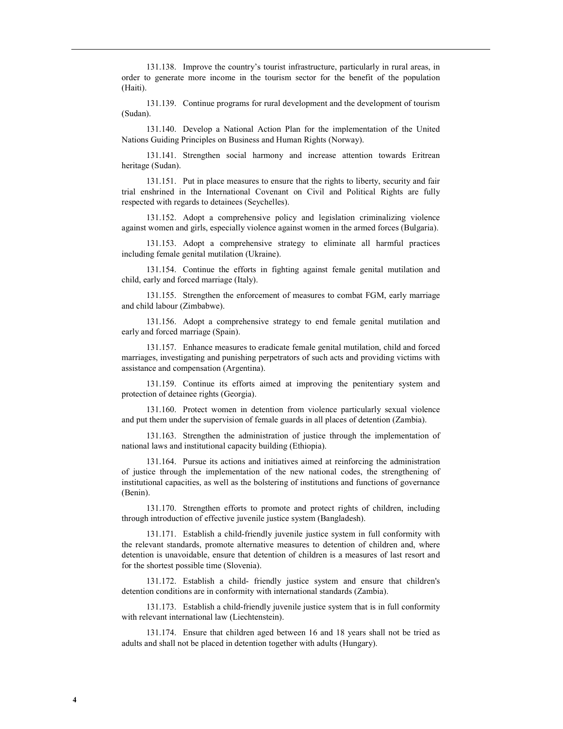131.138. Improve the country's tourist infrastructure, particularly in rural areas, in order to generate more income in the tourism sector for the benefit of the population (Haiti).

131.139. Continue programs for rural development and the development of tourism (Sudan).

131.140. Develop a National Action Plan for the implementation of the United Nations Guiding Principles on Business and Human Rights (Norway).

131.141. Strengthen social harmony and increase attention towards Eritrean heritage (Sudan).

131.151. Put in place measures to ensure that the rights to liberty, security and fair trial enshrined in the International Covenant on Civil and Political Rights are fully respected with regards to detainees (Seychelles).

131.152. Adopt a comprehensive policy and legislation criminalizing violence against women and girls, especially violence against women in the armed forces (Bulgaria).

131.153. Adopt a comprehensive strategy to eliminate all harmful practices including female genital mutilation (Ukraine).

131.154. Continue the efforts in fighting against female genital mutilation and child, early and forced marriage (Italy).

131.155. Strengthen the enforcement of measures to combat FGM, early marriage and child labour (Zimbabwe).

131.156. Adopt a comprehensive strategy to end female genital mutilation and early and forced marriage (Spain).

131.157. Enhance measures to eradicate female genital mutilation, child and forced marriages, investigating and punishing perpetrators of such acts and providing victims with assistance and compensation (Argentina).

131.159. Continue its efforts aimed at improving the penitentiary system and protection of detainee rights (Georgia).

131.160. Protect women in detention from violence particularly sexual violence and put them under the supervision of female guards in all places of detention (Zambia).

131.163. Strengthen the administration of justice through the implementation of national laws and institutional capacity building (Ethiopia).

131.164. Pursue its actions and initiatives aimed at reinforcing the administration of justice through the implementation of the new national codes, the strengthening of institutional capacities, as well as the bolstering of institutions and functions of governance (Benin).

131.170. Strengthen efforts to promote and protect rights of children, including through introduction of effective juvenile justice system (Bangladesh).

131.171. Establish a child-friendly juvenile justice system in full conformity with the relevant standards, promote alternative measures to detention of children and, where detention is unavoidable, ensure that detention of children is a measures of last resort and for the shortest possible time (Slovenia).

131.172. Establish a child- friendly justice system and ensure that children's detention conditions are in conformity with international standards (Zambia).

131.173. Establish a child-friendly juvenile justice system that is in full conformity with relevant international law (Liechtenstein).

131.174. Ensure that children aged between 16 and 18 years shall not be tried as adults and shall not be placed in detention together with adults (Hungary).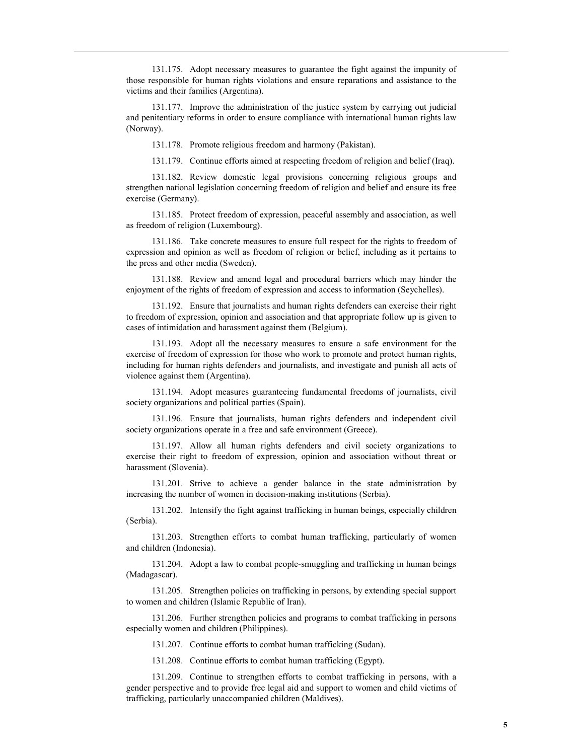131.175. Adopt necessary measures to guarantee the fight against the impunity of those responsible for human rights violations and ensure reparations and assistance to the victims and their families (Argentina).

131.177. Improve the administration of the justice system by carrying out judicial and penitentiary reforms in order to ensure compliance with international human rights law (Norway).

131.178. Promote religious freedom and harmony (Pakistan).

131.179. Continue efforts aimed at respecting freedom of religion and belief (Iraq).

131.182. Review domestic legal provisions concerning religious groups and strengthen national legislation concerning freedom of religion and belief and ensure its free exercise (Germany).

131.185. Protect freedom of expression, peaceful assembly and association, as well as freedom of religion (Luxembourg).

131.186. Take concrete measures to ensure full respect for the rights to freedom of expression and opinion as well as freedom of religion or belief, including as it pertains to the press and other media (Sweden).

131.188. Review and amend legal and procedural barriers which may hinder the enjoyment of the rights of freedom of expression and access to information (Seychelles).

131.192. Ensure that journalists and human rights defenders can exercise their right to freedom of expression, opinion and association and that appropriate follow up is given to cases of intimidation and harassment against them (Belgium).

131.193. Adopt all the necessary measures to ensure a safe environment for the exercise of freedom of expression for those who work to promote and protect human rights, including for human rights defenders and journalists, and investigate and punish all acts of violence against them (Argentina).

131.194. Adopt measures guaranteeing fundamental freedoms of journalists, civil society organizations and political parties (Spain).

131.196. Ensure that journalists, human rights defenders and independent civil society organizations operate in a free and safe environment (Greece).

131.197. Allow all human rights defenders and civil society organizations to exercise their right to freedom of expression, opinion and association without threat or harassment (Slovenia).

131.201. Strive to achieve a gender balance in the state administration by increasing the number of women in decision-making institutions (Serbia).

131.202. Intensify the fight against trafficking in human beings, especially children (Serbia).

131.203. Strengthen efforts to combat human trafficking, particularly of women and children (Indonesia).

131.204. Adopt a law to combat people-smuggling and trafficking in human beings (Madagascar).

131.205. Strengthen policies on trafficking in persons, by extending special support to women and children (Islamic Republic of Iran).

131.206. Further strengthen policies and programs to combat trafficking in persons especially women and children (Philippines).

131.207. Continue efforts to combat human trafficking (Sudan).

131.208. Continue efforts to combat human trafficking (Egypt).

131.209. Continue to strengthen efforts to combat trafficking in persons, with a gender perspective and to provide free legal aid and support to women and child victims of trafficking, particularly unaccompanied children (Maldives).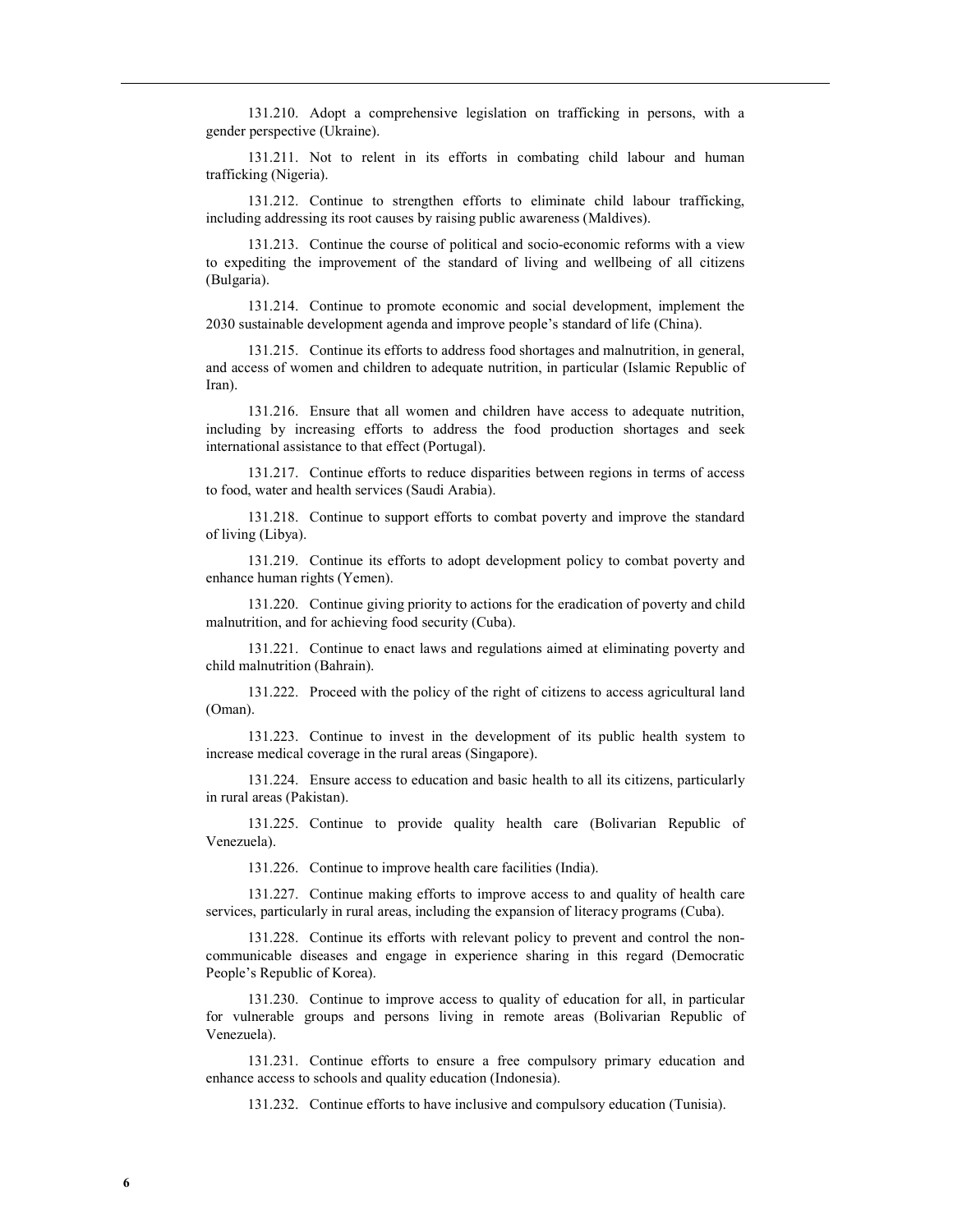131.210. Adopt a comprehensive legislation on trafficking in persons, with a gender perspective (Ukraine).

131.211. Not to relent in its efforts in combating child labour and human trafficking (Nigeria).

131.212. Continue to strengthen efforts to eliminate child labour trafficking, including addressing its root causes by raising public awareness (Maldives).

131.213. Continue the course of political and socio-economic reforms with a view to expediting the improvement of the standard of living and wellbeing of all citizens (Bulgaria).

131.214. Continue to promote economic and social development, implement the 2030 sustainable development agenda and improve people's standard of life (China).

131.215. Continue its efforts to address food shortages and malnutrition, in general, and access of women and children to adequate nutrition, in particular (Islamic Republic of Iran).

131.216. Ensure that all women and children have access to adequate nutrition, including by increasing efforts to address the food production shortages and seek international assistance to that effect (Portugal).

131.217. Continue efforts to reduce disparities between regions in terms of access to food, water and health services (Saudi Arabia).

131.218. Continue to support efforts to combat poverty and improve the standard of living (Libya).

131.219. Continue its efforts to adopt development policy to combat poverty and enhance human rights (Yemen).

131.220. Continue giving priority to actions for the eradication of poverty and child malnutrition, and for achieving food security (Cuba).

131.221. Continue to enact laws and regulations aimed at eliminating poverty and child malnutrition (Bahrain).

131.222. Proceed with the policy of the right of citizens to access agricultural land (Oman).

131.223. Continue to invest in the development of its public health system to increase medical coverage in the rural areas (Singapore).

131.224. Ensure access to education and basic health to all its citizens, particularly in rural areas (Pakistan).

131.225. Continue to provide quality health care (Bolivarian Republic of Venezuela).

131.226. Continue to improve health care facilities (India).

131.227. Continue making efforts to improve access to and quality of health care services, particularly in rural areas, including the expansion of literacy programs (Cuba).

131.228. Continue its efforts with relevant policy to prevent and control the non-communicable diseases and engage in experience sharing in this regard (Democratic People's Republic of Korea).

131.230. Continue to improve access to quality of education for all, in particular for vulnerable groups and persons living in remote areas (Bolivarian Republic of Venezuela).

131.231. Continue efforts to ensure a free compulsory primary education and enhance access to schools and quality education (Indonesia).

131.232. Continue efforts to have inclusive and compulsory education (Tunisia).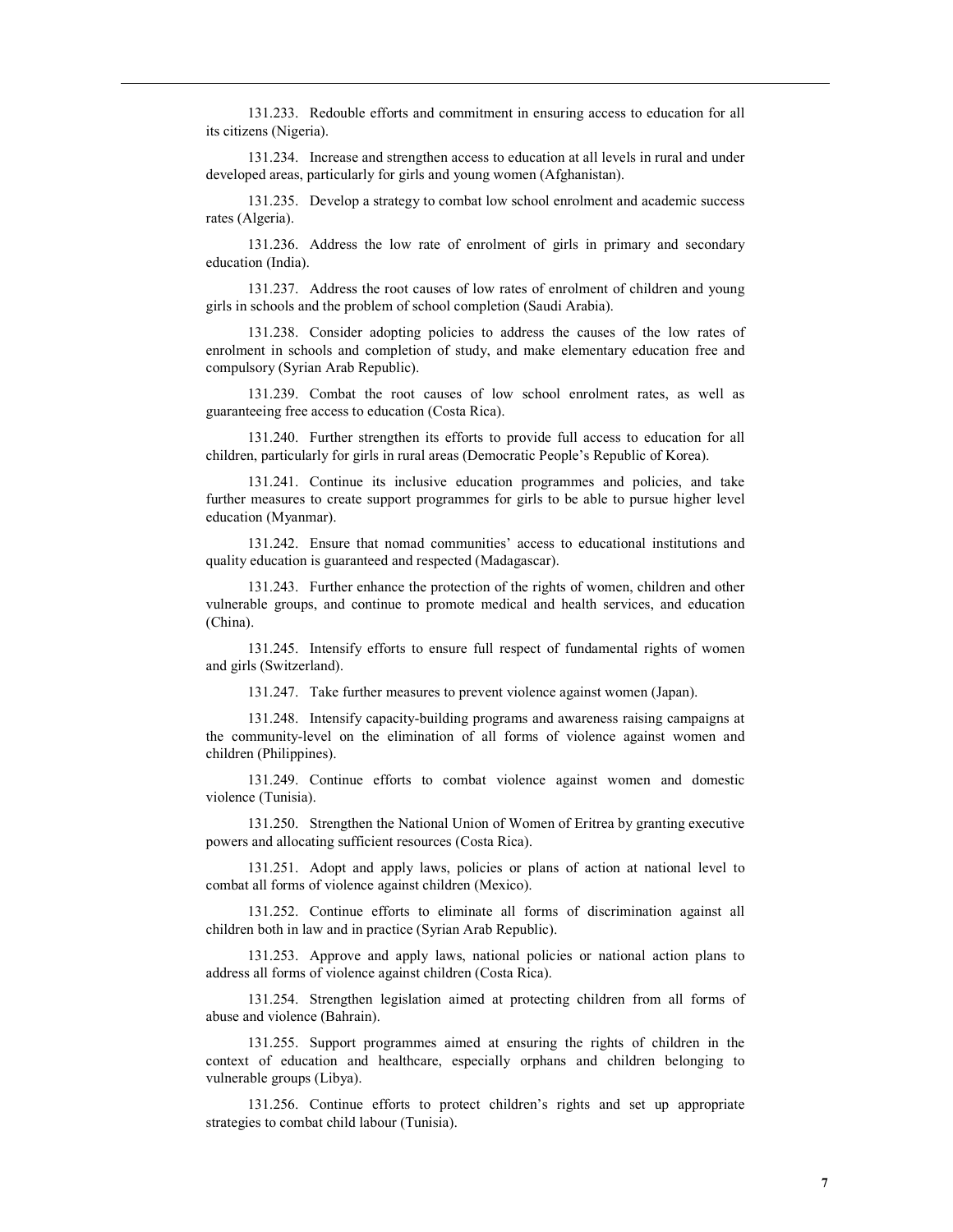131.233. Redouble efforts and commitment in ensuring access to education for all its citizens (Nigeria).

131.234. Increase and strengthen access to education at all levels in rural and under developed areas, particularly for girls and young women (Afghanistan).

131.235. Develop a strategy to combat low school enrolment and academic success rates (Algeria).

131.236. Address the low rate of enrolment of girls in primary and secondary education (India).

131.237. Address the root causes of low rates of enrolment of children and young girls in schools and the problem of school completion (Saudi Arabia).

131.238. Consider adopting policies to address the causes of the low rates of enrolment in schools and completion of study, and make elementary education free and compulsory (Syrian Arab Republic).

131.239. Combat the root causes of low school enrolment rates, as well as guaranteeing free access to education (Costa Rica).

131.240. Further strengthen its efforts to provide full access to education for all children, particularly for girls in rural areas (Democratic People's Republic of Korea).

131.241. Continue its inclusive education programmes and policies, and take further measures to create support programmes for girls to be able to pursue higher level education (Myanmar).

131.242. Ensure that nomad communities' access to educational institutions and quality education is guaranteed and respected (Madagascar).

131.243. Further enhance the protection of the rights of women, children and other vulnerable groups, and continue to promote medical and health services, and education (China).

131.245. Intensify efforts to ensure full respect of fundamental rights of women and girls (Switzerland).

131.247. Take further measures to prevent violence against women (Japan).

131.248. Intensify capacity-building programs and awareness raising campaigns at the community-level on the elimination of all forms of violence against women and children (Philippines).

131.249. Continue efforts to combat violence against women and domestic violence (Tunisia).

131.250. Strengthen the National Union of Women of Eritrea by granting executive powers and allocating sufficient resources (Costa Rica).

131.251. Adopt and apply laws, policies or plans of action at national level to combat all forms of violence against children (Mexico).

131.252. Continue efforts to eliminate all forms of discrimination against all children both in law and in practice (Syrian Arab Republic).

131.253. Approve and apply laws, national policies or national action plans to address all forms of violence against children (Costa Rica).

131.254. Strengthen legislation aimed at protecting children from all forms of abuse and violence (Bahrain).

131.255. Support programmes aimed at ensuring the rights of children in the context of education and healthcare, especially orphans and children belonging to vulnerable groups (Libya).

131.256. Continue efforts to protect children's rights and set up appropriate strategies to combat child labour (Tunisia).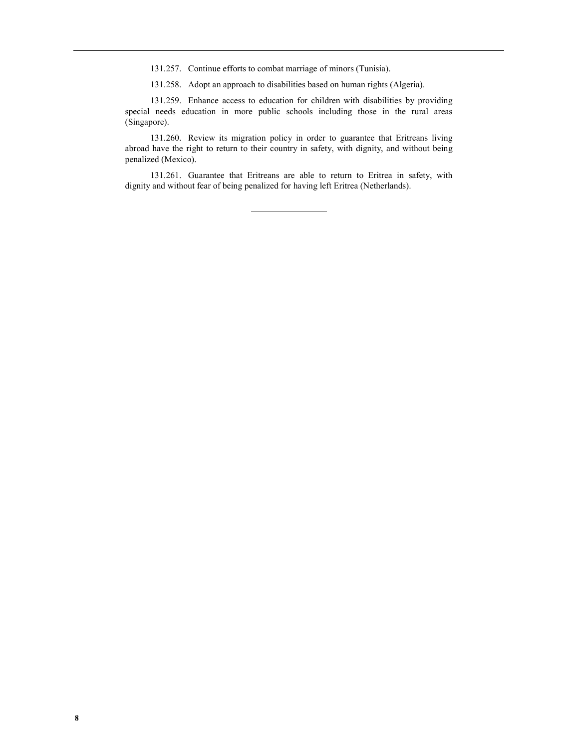131.257. Continue efforts to combat marriage of minors (Tunisia).

131.258. Adopt an approach to disabilities based on human rights (Algeria).

131.259. Enhance access to education for children with disabilities by providing special needs education in more public schools including those in the rural areas (Singapore).

131.260. Review its migration policy in order to guarantee that Eritreans living abroad have the right to return to their country in safety, with dignity, and without being penalized (Mexico).

131.261. Guarantee that Eritreans are able to return to Eritrea in safety, with dignity and without fear of being penalized for having left Eritrea (Netherlands).